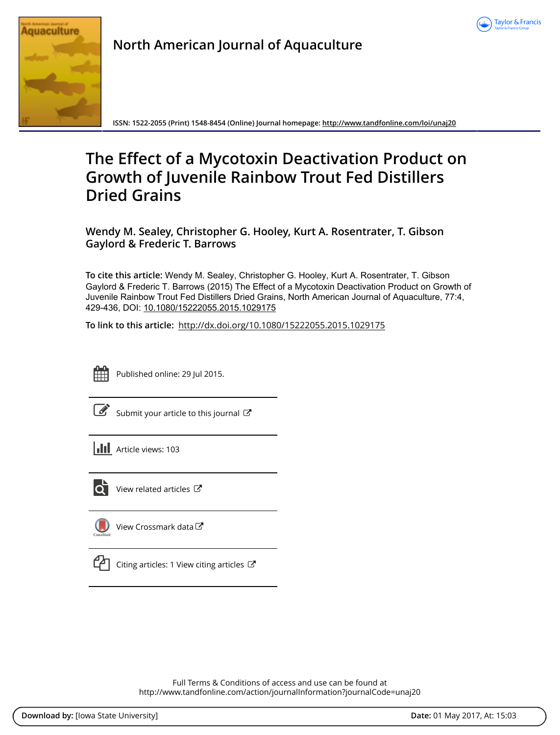North American Journal of Aquaculture

ISSN: 1522-2055 (Print) 1548-8454 (Online) Journal homepage: http://www.tandfonline.com/loi/unaj20

# The Effect of a Mycotoxin Deactivation Product on Growth of Juvenile Rainbow Trout Fed Distillers Dried Grains

**Wendy M. Sealey, Christopher G. Hooley, Kurt A. Rosentrater, T. Gibson Gaylord & Frederic T. Barrows**

**To cite this article:** Wendy M. Sealey, Christopher G. Hooley, Kurt A. Rosentrater, T. Gibson Gaylord & Frederic T. Barrows (2015) The Effect of a Mycotoxin Deactivation Product on Growth of Juvenile Rainbow Trout Fed Distillers Dried Grains, North American Journal of Aquaculture, 77:4, 429-436, DOI: 10.1080/15222055.2015.1029175

**To link to this article:** http://dx.doi.org/10.1080/15222055.2015.1029175

Published online: 29 Jul 2015.

Submit your article to this journal

Article views: 103

View related articles

View Crossmark data

Citing articles: 1 View citing articles

Full Terms & Conditions of access and use can be found at
http://www.tandfonline.com/action/journalInformation?journalCode=unaj20

**Download by:** [Iowa State University] **Date:** 01 May 2017, At: 15:03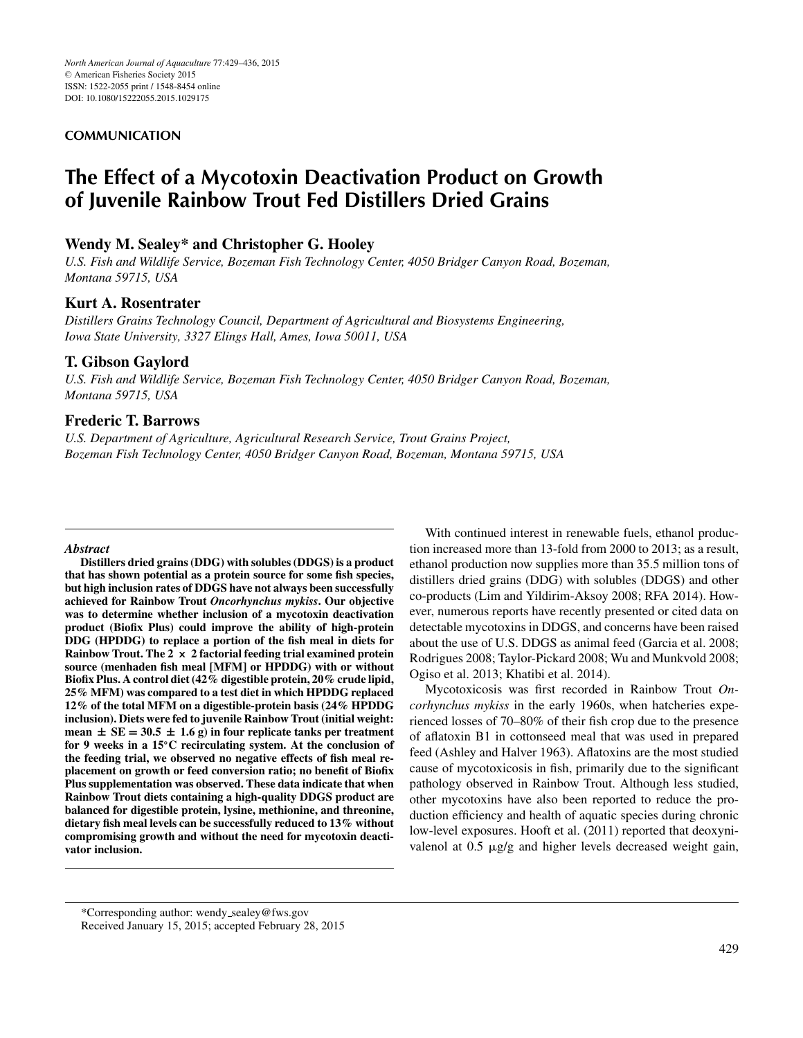**COMMUNICATION**

# The Effect of a Mycotoxin Deactivation Product on Growth of Juvenile Rainbow Trout Fed Distillers Dried Grains

**Wendy M. Sealey* and Christopher G. Hooley**

*U.S. Fish and Wildlife Service, Bozeman Fish Technology Center, 4050 Bridger Canyon Road, Bozeman, Montana 59715, USA*

**Kurt A. Rosentrater**

*Distillers Grains Technology Council, Department of Agricultural and Biosystems Engineering, Iowa State University, 3327 Elings Hall, Ames, Iowa 50011, USA*

**T. Gibson Gaylord**

*U.S. Fish and Wildlife Service, Bozeman Fish Technology Center, 4050 Bridger Canyon Road, Bozeman, Montana 59715, USA*

**Frederic T. Barrows**

*U.S. Department of Agriculture, Agricultural Research Service, Trout Grains Project, Bozeman Fish Technology Center, 4050 Bridger Canyon Road, Bozeman, Montana 59715, USA*

***Abstract***

**Distillers dried grains (DDG) with solubles (DDGS) is a product that has shown potential as a protein source for some fish species, but high inclusion rates of DDGS have not always been successfully achieved for Rainbow Trout *Oncorhynchus mykiss*. Our objective was to determine whether inclusion of a mycotoxin deactivation product (Biofix Plus) could improve the ability of high-protein DDG (HPDDG) to replace a portion of the fish meal in diets for Rainbow Trout. The 2 × 2 factorial feeding trial examined protein source (menhaden fish meal [MFM] or HPDDG) with or without Biofix Plus. A control diet (42% digestible protein, 20% crude lipid, 25% MFM) was compared to a test diet in which HPDDG replaced 12% of the total MFM on a digestible-protein basis (24% HPDDG inclusion). Diets were fed to juvenile Rainbow Trout (initial weight: mean ± SE = 30.5 ± 1.6 g) in four replicate tanks per treatment for 9 weeks in a 15°C recirculating system. At the conclusion of the feeding trial, we observed no negative effects of fish meal replacement on growth or feed conversion ratio; no benefit of Biofix Plus supplementation was observed. These data indicate that when Rainbow Trout diets containing a high-quality DDGS product are balanced for digestible protein, lysine, methionine, and threonine, dietary fish meal levels can be successfully reduced to 13% without compromising growth and without the need for mycotoxin deactivator inclusion.**

With continued interest in renewable fuels, ethanol production increased more than 13-fold from 2000 to 2013; as a result, ethanol production now supplies more than 35.5 million tons of distillers dried grains (DDG) with solubles (DDGS) and other co-products (Lim and Yildirim-Aksoy 2008; RFA 2014). However, numerous reports have recently presented or cited data on detectable mycotoxins in DDGS, and concerns have been raised about the use of U.S. DDGS as animal feed (Garcia et al. 2008; Rodrigues 2008; Taylor-Pickard 2008; Wu and Munkvold 2008; Ogiso et al. 2013; Khatibi et al. 2014).

Mycotoxicosis was first recorded in Rainbow Trout *Oncorhynchus mykiss* in the early 1960s, when hatcheries experienced losses of 70–80% of their fish crop due to the presence of aflatoxin B1 in cottonseed meal that was used in prepared feed (Ashley and Halver 1963). Aflatoxins are the most studied cause of mycotoxicosis in fish, primarily due to the significant pathology observed in Rainbow Trout. Although less studied, other mycotoxins have also been reported to reduce the production efficiency and health of aquatic species during chronic low-level exposures. Hooft et al. (2011) reported that deoxynivalenol at 0.5 μg/g and higher levels decreased weight gain,

*Corresponding author: wendy_sealey@fws.gov
Received January 15, 2015; accepted February 28, 2015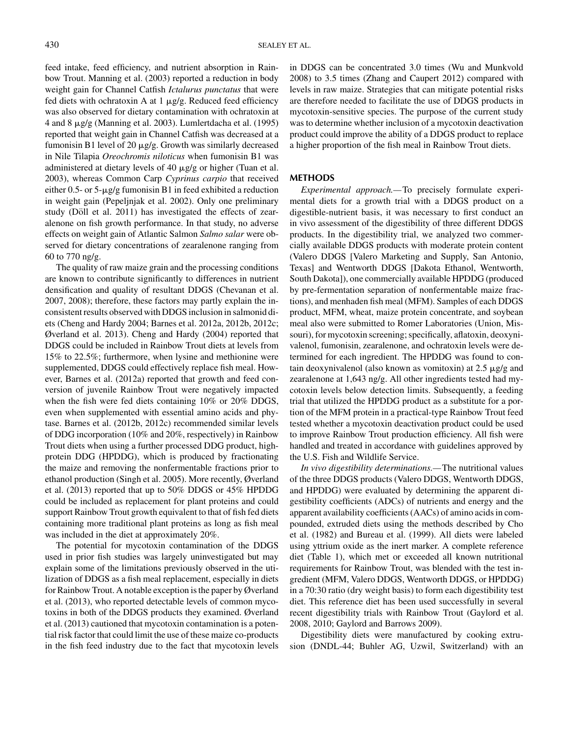feed intake, feed efficiency, and nutrient absorption in Rainbow Trout. Manning et al. (2003) reported a reduction in body weight gain for Channel Catfish *Ictalurus punctatus* that were fed diets with ochratoxin A at 1 μg/g. Reduced feed efficiency was also observed for dietary contamination with ochratoxin at 4 and 8 μg/g (Manning et al. 2003). Lumlertdacha et al. (1995) reported that weight gain in Channel Catfish was decreased at a fumonisin B1 level of 20 μg/g. Growth was similarly decreased in Nile Tilapia *Oreochromis niloticus* when fumonisin B1 was administered at dietary levels of 40 μg/g or higher (Tuan et al. 2003), whereas Common Carp *Cyprinus carpio* that received either 0.5- or 5-μg/g fumonisin B1 in feed exhibited a reduction in weight gain (Pepeljnjak et al. 2002). Only one preliminary study (Döll et al. 2011) has investigated the effects of zearalenone on fish growth performance. In that study, no adverse effects on weight gain of Atlantic Salmon *Salmo salar* were observed for dietary concentrations of zearalenone ranging from 60 to 770 ng/g.

The quality of raw maize grain and the processing conditions are known to contribute significantly to differences in nutrient densification and quality of resultant DDGS (Chevanan et al. 2007, 2008); therefore, these factors may partly explain the inconsistent results observed with DDGS inclusion in salmonid diets (Cheng and Hardy 2004; Barnes et al. 2012a, 2012b, 2012c; Øverland et al. 2013). Cheng and Hardy (2004) reported that DDGS could be included in Rainbow Trout diets at levels from 15% to 22.5%; furthermore, when lysine and methionine were supplemented, DDGS could effectively replace fish meal. However, Barnes et al. (2012a) reported that growth and feed conversion of juvenile Rainbow Trout were negatively impacted when the fish were fed diets containing 10% or 20% DDGS, even when supplemented with essential amino acids and phytase. Barnes et al. (2012b, 2012c) recommended similar levels of DDG incorporation (10% and 20%, respectively) in Rainbow Trout diets when using a further processed DDG product, high-protein DDG (HPDDG), which is produced by fractionating the maize and removing the nonfermentable fractions prior to ethanol production (Singh et al. 2005). More recently, Øverland et al. (2013) reported that up to 50% DDGS or 45% HPDDG could be included as replacement for plant proteins and could support Rainbow Trout growth equivalent to that of fish fed diets containing more traditional plant proteins as long as fish meal was included in the diet at approximately 20%.

The potential for mycotoxin contamination of the DDGS used in prior fish studies was largely uninvestigated but may explain some of the limitations previously observed in the utilization of DDGS as a fish meal replacement, especially in diets for Rainbow Trout. A notable exception is the paper by Øverland et al. (2013), who reported detectable levels of common mycotoxins in both of the DDGS products they examined. Øverland et al. (2013) cautioned that mycotoxin contamination is a potential risk factor that could limit the use of these maize co-products in the fish feed industry due to the fact that mycotoxin levels in DDGS can be concentrated 3.0 times (Wu and Munkvold 2008) to 3.5 times (Zhang and Caupert 2012) compared with levels in raw maize. Strategies that can mitigate potential risks are therefore needed to facilitate the use of DDGS products in mycotoxin-sensitive species. The purpose of the current study was to determine whether inclusion of a mycotoxin deactivation product could improve the ability of a DDGS product to replace a higher proportion of the fish meal in Rainbow Trout diets.

## METHODS

*Experimental approach.*—To precisely formulate experimental diets for a growth trial with a DDGS product on a digestible-nutrient basis, it was necessary to first conduct an in vivo assessment of the digestibility of three different DDGS products. In the digestibility trial, we analyzed two commercially available DDGS products with moderate protein content (Valero DDGS [Valero Marketing and Supply, San Antonio, Texas] and Wentworth DDGS [Dakota Ethanol, Wentworth, South Dakota]), one commercially available HPDDG (produced by pre-fermentation separation of nonfermentable maize fractions), and menhaden fish meal (MFM). Samples of each DDGS product, MFM, wheat, maize protein concentrate, and soybean meal also were submitted to Romer Laboratories (Union, Missouri), for mycotoxin screening; specifically, aflatoxin, deoxynivalenol, fumonisin, zearalenone, and ochratoxin levels were determined for each ingredient. The HPDDG was found to contain deoxynivalenol (also known as vomitoxin) at 2.5 μg/g and zearalenone at 1,643 ng/g. All other ingredients tested had mycotoxin levels below detection limits. Subsequently, a feeding trial that utilized the HPDDG product as a substitute for a portion of the MFM protein in a practical-type Rainbow Trout feed tested whether a mycotoxin deactivation product could be used to improve Rainbow Trout production efficiency. All fish were handled and treated in accordance with guidelines approved by the U.S. Fish and Wildlife Service.

*In vivo digestibility determinations.*—The nutritional values of the three DDGS products (Valero DDGS, Wentworth DDGS, and HPDDG) were evaluated by determining the apparent digestibility coefficients (ADCs) of nutrients and energy and the apparent availability coefficients (AACs) of amino acids in compounded, extruded diets using the methods described by Cho et al. (1982) and Bureau et al. (1999). All diets were labeled using yttrium oxide as the inert marker. A complete reference diet (Table 1), which met or exceeded all known nutritional requirements for Rainbow Trout, was blended with the test ingredient (MFM, Valero DDGS, Wentworth DDGS, or HPDDG) in a 70:30 ratio (dry weight basis) to form each digestibility test diet. This reference diet has been used successfully in several recent digestibility trials with Rainbow Trout (Gaylord et al. 2008, 2010; Gaylord and Barrows 2009).

Digestibility diets were manufactured by cooking extrusion (DNDL-44; Buhler AG, Uzwil, Switzerland) with an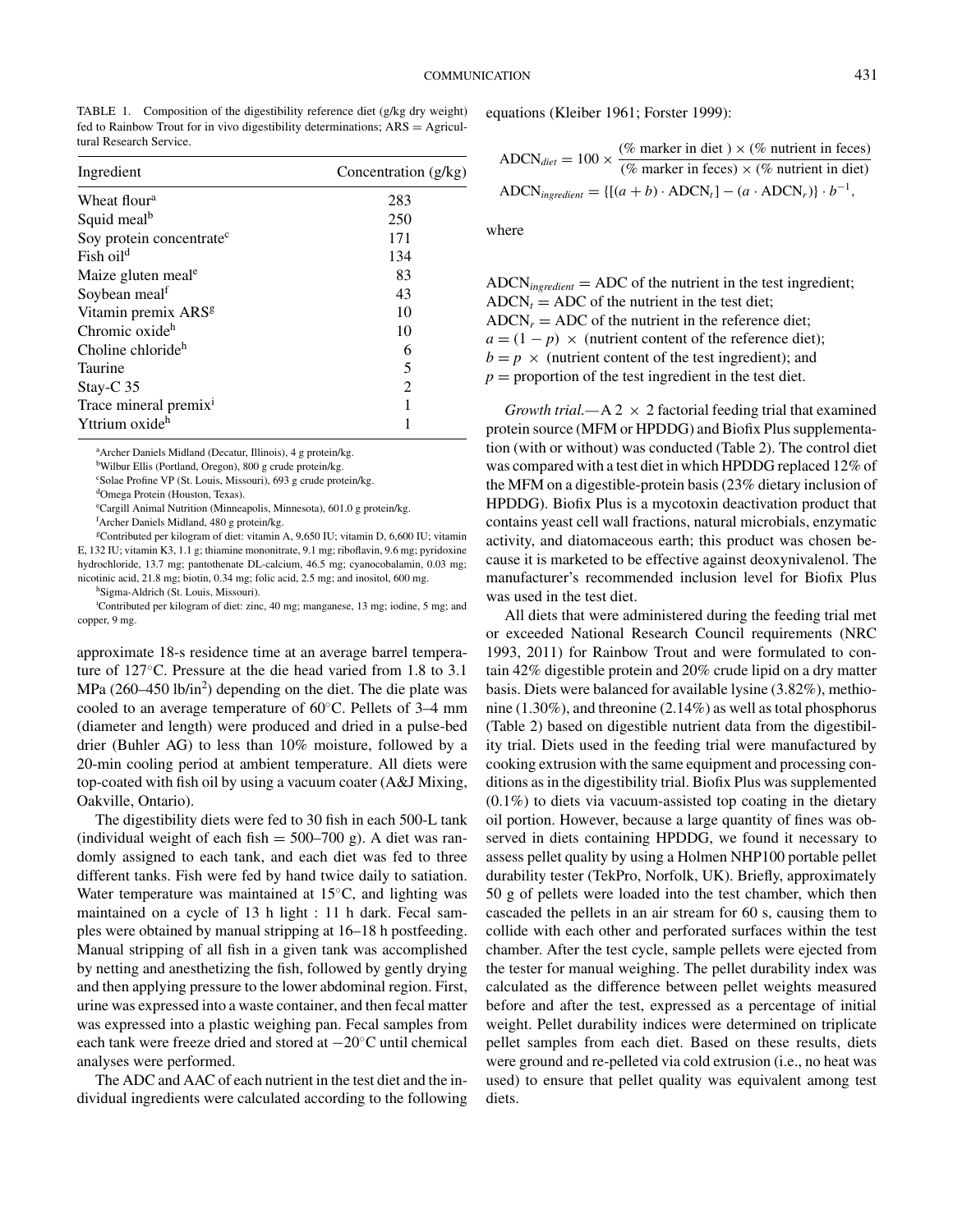TABLE 1. Composition of the digestibility reference diet (g/kg dry weight) fed to Rainbow Trout for in vivo digestibility determinations; ARS = Agricultural Research Service.

| Ingredient | Concentration (g/kg) |
|---|---|
| Wheat flour[a] | 283 |
| Squid meal[b] | 250 |
| Soy protein concentrate[c] | 171 |
| Fish oil[d] | 134 |
| Maize gluten meal[e] | 83 |
| Soybean meal[f] | 43 |
| Vitamin premix ARS[g] | 10 |
| Chromic oxide[h] | 10 |
| Choline chloride[h] | 6 |
| Taurine | 5 |
| Stay-C 35 | 2 |
| Trace mineral premix[i] | 1 |
| Yttrium oxide[h] | 1 |

[a]Archer Daniels Midland (Decatur, Illinois), 4 g protein/kg.

[b]Wilbur Ellis (Portland, Oregon), 800 g crude protein/kg.

[c]Solae Profine VP (St. Louis, Missouri), 693 g crude protein/kg.

[d]Omega Protein (Houston, Texas).

[e]Cargill Animal Nutrition (Minneapolis, Minnesota), 601.0 g protein/kg.

[f]Archer Daniels Midland, 480 g protein/kg.

[g]Contributed per kilogram of diet: vitamin A, 9,650 IU; vitamin D, 6,600 IU; vitamin E, 132 IU; vitamin K3, 1.1 g; thiamine mononitrate, 9.1 mg; riboflavin, 9.6 mg; pyridoxine hydrochloride, 13.7 mg; pantothenate DL-calcium, 46.5 mg; cyanocobalamin, 0.03 mg; nicotinic acid, 21.8 mg; biotin, 0.34 mg; folic acid, 2.5 mg; and inositol, 600 mg.

[h]Sigma-Aldrich (St. Louis, Missouri).

[i]Contributed per kilogram of diet: zinc, 40 mg; manganese, 13 mg; iodine, 5 mg; and copper, 9 mg.

approximate 18-s residence time at an average barrel temperature of 127°C. Pressure at the die head varied from 1.8 to 3.1 MPa (260–450 lb/in$^2$) depending on the diet. The die plate was cooled to an average temperature of 60°C. Pellets of 3–4 mm (diameter and length) were produced and dried in a pulse-bed drier (Buhler AG) to less than 10% moisture, followed by a 20-min cooling period at ambient temperature. All diets were top-coated with fish oil by using a vacuum coater (A&J Mixing, Oakville, Ontario).

The digestibility diets were fed to 30 fish in each 500-L tank (individual weight of each fish = 500–700 g). A diet was randomly assigned to each tank, and each diet was fed to three different tanks. Fish were fed by hand twice daily to satiation. Water temperature was maintained at 15°C, and lighting was maintained on a cycle of 13 h light : 11 h dark. Fecal samples were obtained by manual stripping at 16–18 h postfeeding. Manual stripping of all fish in a given tank was accomplished by netting and anesthetizing the fish, followed by gently drying and then applying pressure to the lower abdominal region. First, urine was expressed into a waste container, and then fecal matter was expressed into a plastic weighing pan. Fecal samples from each tank were freeze dried and stored at −20°C until chemical analyses were performed.

The ADC and AAC of each nutrient in the test diet and the individual ingredients were calculated according to the following equations (Kleiber 1961; Forster 1999):

$$\text{ADCN}_{diet} = 100 \times \frac{(\text{\% marker in diet}) \times (\text{\% nutrient in feces})}{(\text{\% marker in feces}) \times (\text{\% nutrient in diet})}$$

$$\text{ADCN}_{ingredient} = \{[(a+b) \cdot \text{ADCN}_t] - (a \cdot \text{ADCN}_r)\} \cdot b^{-1},$$

where

$\text{ADCN}_{ingredient}$ = ADC of the nutrient in the test ingredient;
$\text{ADCN}_t$ = ADC of the nutrient in the test diet;
$\text{ADCN}_r$ = ADC of the nutrient in the reference diet;
$a = (1 - p) \times$ (nutrient content of the reference diet);
$b = p \times$ (nutrient content of the test ingredient); and
$p$ = proportion of the test ingredient in the test diet.

*Growth trial.*—A 2 × 2 factorial feeding trial that examined protein source (MFM or HPDDG) and Biofix Plus supplementation (with or without) was conducted (Table 2). The control diet was compared with a test diet in which HPDDG replaced 12% of the MFM on a digestible-protein basis (23% dietary inclusion of HPDDG). Biofix Plus is a mycotoxin deactivation product that contains yeast cell wall fractions, natural microbials, enzymatic activity, and diatomaceous earth; this product was chosen because it is marketed to be effective against deoxynivalenol. The manufacturer's recommended inclusion level for Biofix Plus was used in the test diet.

All diets that were administered during the feeding trial met or exceeded National Research Council requirements (NRC 1993, 2011) for Rainbow Trout and were formulated to contain 42% digestible protein and 20% crude lipid on a dry matter basis. Diets were balanced for available lysine (3.82%), methionine (1.30%), and threonine (2.14%) as well as total phosphorus (Table 2) based on digestible nutrient data from the digestibility trial. Diets used in the feeding trial were manufactured by cooking extrusion with the same equipment and processing conditions as in the digestibility trial. Biofix Plus was supplemented (0.1%) to diets via vacuum-assisted top coating in the dietary oil portion. However, because a large quantity of fines was observed in diets containing HPDDG, we found it necessary to assess pellet quality by using a Holmen NHP100 portable pellet durability tester (TekPro, Norfolk, UK). Briefly, approximately 50 g of pellets were loaded into the test chamber, which then cascaded the pellets in an air stream for 60 s, causing them to collide with each other and perforated surfaces within the test chamber. After the test cycle, sample pellets were ejected from the tester for manual weighing. The pellet durability index was calculated as the difference between pellet weights measured before and after the test, expressed as a percentage of initial weight. Pellet durability indices were determined on triplicate pellet samples from each diet. Based on these results, diets were ground and re-pelleted via cold extrusion (i.e., no heat was used) to ensure that pellet quality was equivalent among test diets.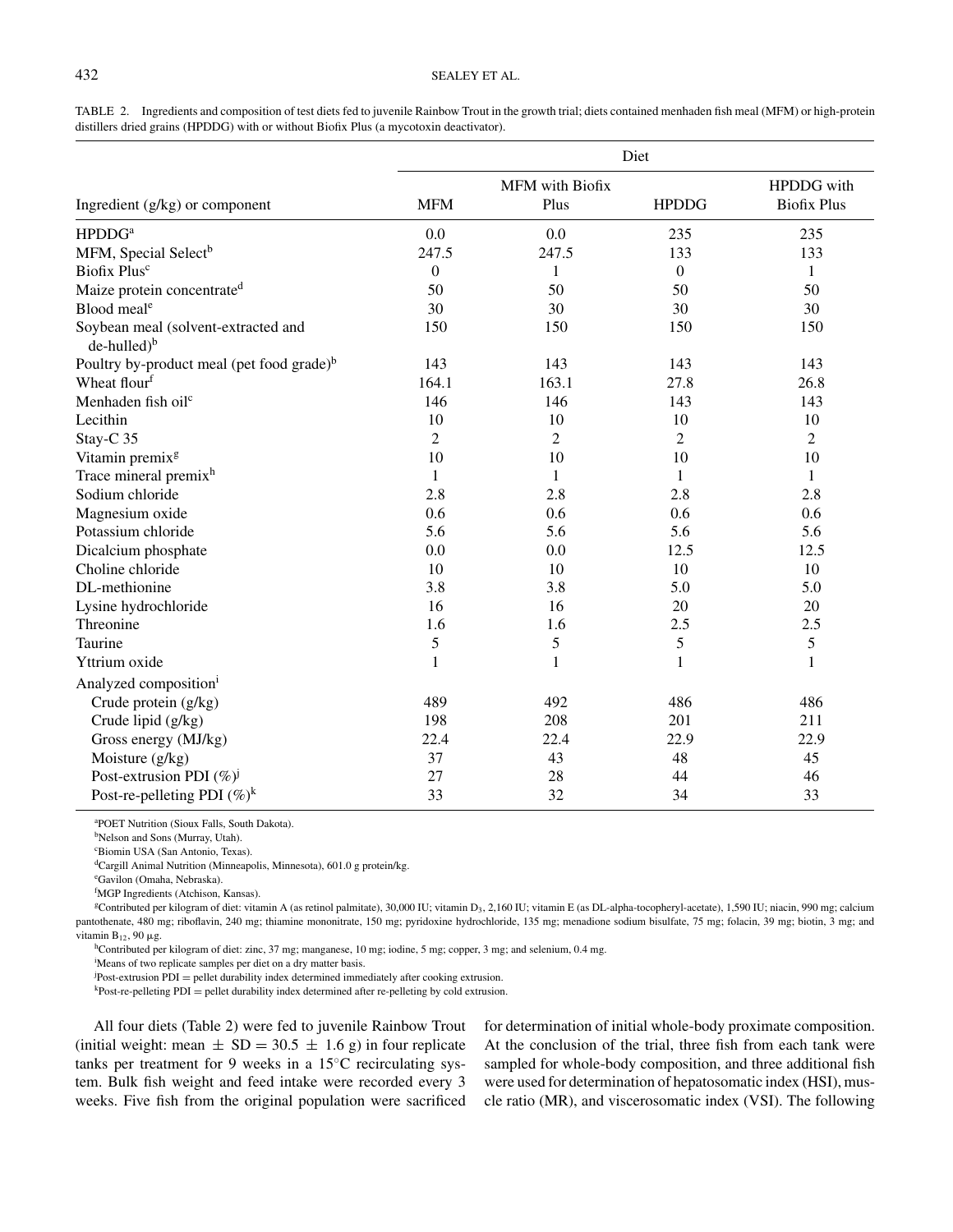TABLE 2. Ingredients and composition of test diets fed to juvenile Rainbow Trout in the growth trial; diets contained menhaden fish meal (MFM) or high-protein distillers dried grains (HPDDG) with or without Biofix Plus (a mycotoxin deactivator).

| Ingredient (g/kg) or component | Diet | | | |
|---|---|---|---|---|
| | MFM | MFM with Biofix Plus | HPDDG | HPDDG with Biofix Plus |
| HPDDG[a] | 0.0 | 0.0 | 235 | 235 |
| MFM, Special Select[b] | 247.5 | 247.5 | 133 | 133 |
| Biofix Plus[c] | 0 | 1 | 0 | 1 |
| Maize protein concentrate[d] | 50 | 50 | 50 | 50 |
| Blood meal[e] | 30 | 30 | 30 | 30 |
| Soybean meal (solvent-extracted and de-hulled)[b] | 150 | 150 | 150 | 150 |
| Poultry by-product meal (pet food grade)[b] | 143 | 143 | 143 | 143 |
| Wheat flour[f] | 164.1 | 163.1 | 27.8 | 26.8 |
| Menhaden fish oil[c] | 146 | 146 | 143 | 143 |
| Lecithin | 10 | 10 | 10 | 10 |
| Stay-C 35 | 2 | 2 | 2 | 2 |
| Vitamin premix[g] | 10 | 10 | 10 | 10 |
| Trace mineral premix[h] | 1 | 1 | 1 | 1 |
| Sodium chloride | 2.8 | 2.8 | 2.8 | 2.8 |
| Magnesium oxide | 0.6 | 0.6 | 0.6 | 0.6 |
| Potassium chloride | 5.6 | 5.6 | 5.6 | 5.6 |
| Dicalcium phosphate | 0.0 | 0.0 | 12.5 | 12.5 |
| Choline chloride | 10 | 10 | 10 | 10 |
| DL-methionine | 3.8 | 3.8 | 5.0 | 5.0 |
| Lysine hydrochloride | 16 | 16 | 20 | 20 |
| Threonine | 1.6 | 1.6 | 2.5 | 2.5 |
| Taurine | 5 | 5 | 5 | 5 |
| Yttrium oxide | 1 | 1 | 1 | 1 |
| Analyzed composition[i] | | | | |
| Crude protein (g/kg) | 489 | 492 | 486 | 486 |
| Crude lipid (g/kg) | 198 | 208 | 201 | 211 |
| Gross energy (MJ/kg) | 22.4 | 22.4 | 22.9 | 22.9 |
| Moisture (g/kg) | 37 | 43 | 48 | 45 |
| Post-extrusion PDI (%)[j] | 27 | 28 | 44 | 46 |
| Post-re-pelleting PDI (%)[k] | 33 | 32 | 34 | 33 |

[a]POET Nutrition (Sioux Falls, South Dakota).

[b]Nelson and Sons (Murray, Utah).

[c]Biomin USA (San Antonio, Texas).

[d]Cargill Animal Nutrition (Minneapolis, Minnesota), 601.0 g protein/kg.

[e]Gavilon (Omaha, Nebraska).

[f]MGP Ingredients (Atchison, Kansas).

[g]Contributed per kilogram of diet: vitamin A (as retinol palmitate), 30,000 IU; vitamin $D_3$, 2,160 IU; vitamin E (as DL-alpha-tocopheryl-acetate), 1,590 IU; niacin, 990 mg; calcium pantothenate, 480 mg; riboflavin, 240 mg; thiamine mononitrate, 150 mg; pyridoxine hydrochloride, 135 mg; menadione sodium bisulfate, 75 mg; folacin, 39 mg; biotin, 3 mg; and vitamin $B_{12}$, 90 μg.

[h]Contributed per kilogram of diet: zinc, 37 mg; manganese, 10 mg; iodine, 5 mg; copper, 3 mg; and selenium, 0.4 mg.

[i]Means of two replicate samples per diet on a dry matter basis.

[j]Post-extrusion PDI = pellet durability index determined immediately after cooking extrusion.

[k]Post-re-pelleting PDI = pellet durability index determined after re-pelleting by cold extrusion.

All four diets (Table 2) were fed to juvenile Rainbow Trout (initial weight: mean ± SD = 30.5 ± 1.6 g) in four replicate tanks per treatment for 9 weeks in a 15°C recirculating system. Bulk fish weight and feed intake were recorded every 3 weeks. Five fish from the original population were sacrificed for determination of initial whole-body proximate composition. At the conclusion of the trial, three fish from each tank were sampled for whole-body composition, and three additional fish were used for determination of hepatosomatic index (HSI), muscle ratio (MR), and viscerosomatic index (VSI). The following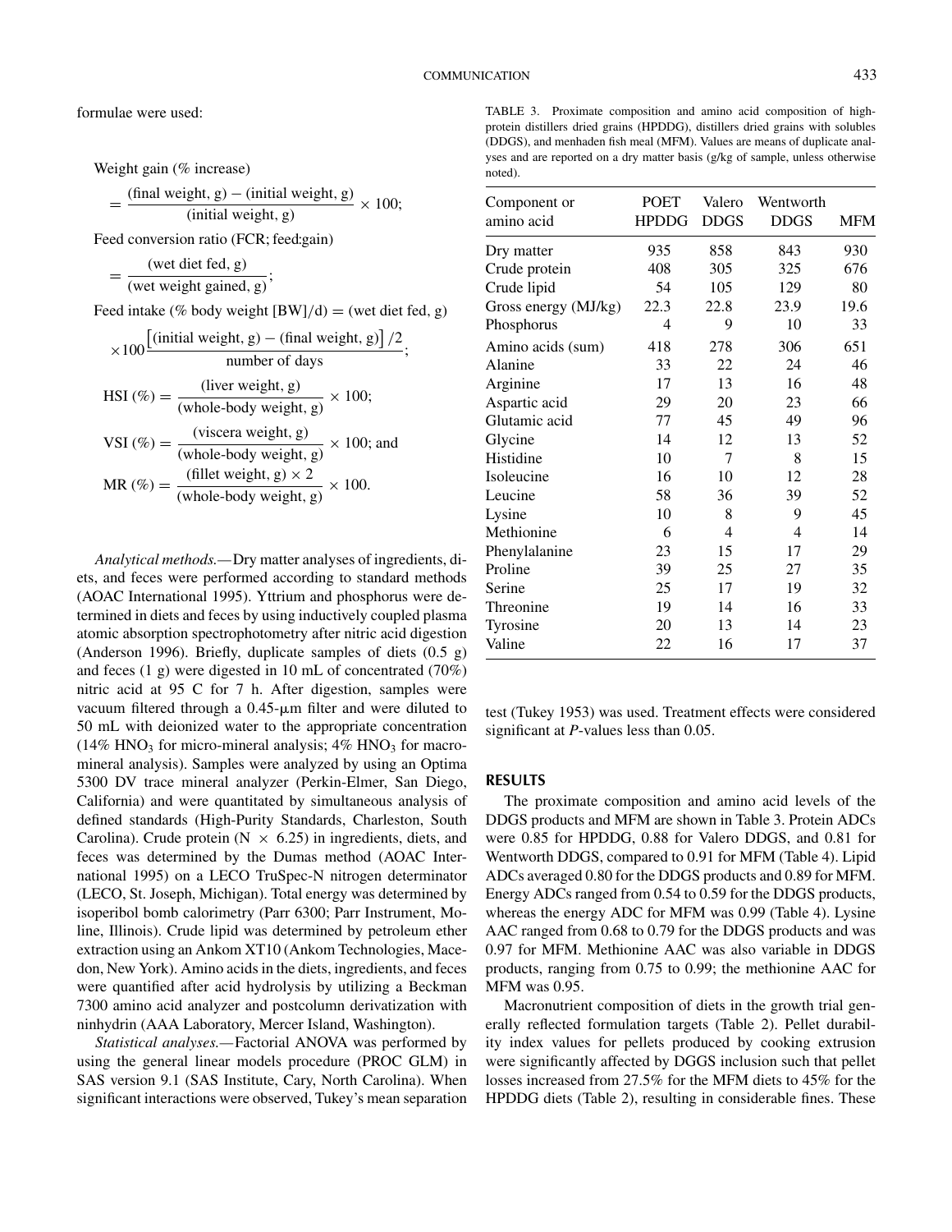formulae were used:

$$\text{Weight gain (\% increase)} = \frac{(\text{final weight, g}) - (\text{initial weight, g})}{(\text{initial weight, g})} \times 100;$$

$$\text{Feed conversion ratio (FCR; feed:gain)} = \frac{(\text{wet diet fed, g})}{(\text{wet weight gained, g})};$$

$$\text{Feed intake (\% body weight [BW]/d)} = (\text{wet diet fed, g}) \times 100 \frac{\left[(\text{initial weight, g}) - (\text{final weight, g})\right]/2}{\text{number of days}};$$

$$\text{HSI (\%)} = \frac{(\text{liver weight, g})}{(\text{whole-body weight, g})} \times 100;$$

$$\text{VSI (\%)} = \frac{(\text{viscera weight, g})}{(\text{whole-body weight, g})} \times 100; \text{ and}$$

$$\text{MR (\%)} = \frac{(\text{fillet weight, g}) \times 2}{(\text{whole-body weight, g})} \times 100.$$

*Analytical methods.*—Dry matter analyses of ingredients, diets, and feces were performed according to standard methods (AOAC International 1995). Yttrium and phosphorus were determined in diets and feces by using inductively coupled plasma atomic absorption spectrophotometry after nitric acid digestion (Anderson 1996). Briefly, duplicate samples of diets (0.5 g) and feces (1 g) were digested in 10 mL of concentrated (70%) nitric acid at 95 C for 7 h. After digestion, samples were vacuum filtered through a 0.45-μm filter and were diluted to 50 mL with deionized water to the appropriate concentration (14% $HNO_3$ for micro-mineral analysis; 4% $HNO_3$ for macromineral analysis). Samples were analyzed by using an Optima 5300 DV trace mineral analyzer (Perkin-Elmer, San Diego, California) and were quantitated by simultaneous analysis of defined standards (High-Purity Standards, Charleston, South Carolina). Crude protein (N $\times$ 6.25) in ingredients, diets, and feces was determined by the Dumas method (AOAC International 1995) on a LECO TruSpec-N nitrogen determinator (LECO, St. Joseph, Michigan). Total energy was determined by isoperibol bomb calorimetry (Parr 6300; Parr Instrument, Moline, Illinois). Crude lipid was determined by petroleum ether extraction using an Ankom XT10 (Ankom Technologies, Macedon, New York). Amino acids in the diets, ingredients, and feces were quantified after acid hydrolysis by utilizing a Beckman 7300 amino acid analyzer and postcolumn derivatization with ninhydrin (AAA Laboratory, Mercer Island, Washington).

*Statistical analyses.*—Factorial ANOVA was performed by using the general linear models procedure (PROC GLM) in SAS version 9.1 (SAS Institute, Cary, North Carolina). When significant interactions were observed, Tukey's mean separation test (Tukey 1953) was used. Treatment effects were considered significant at *P*-values less than 0.05.

TABLE 3. Proximate composition and amino acid composition of high-protein distillers dried grains (HPDDG), distillers dried grains with solubles (DDGS), and menhaden fish meal (MFM). Values are means of duplicate analyses and are reported on a dry matter basis (g/kg of sample, unless otherwise noted).

| Component or amino acid | POET HPDDG | Valero DDGS | Wentworth DDGS | MFM |
|---|---|---|---|---|
| Dry matter | 935 | 858 | 843 | 930 |
| Crude protein | 408 | 305 | 325 | 676 |
| Crude lipid | 54 | 105 | 129 | 80 |
| Gross energy (MJ/kg) | 22.3 | 22.8 | 23.9 | 19.6 |
| Phosphorus | 4 | 9 | 10 | 33 |
| Amino acids (sum) | 418 | 278 | 306 | 651 |
| Alanine | 33 | 22 | 24 | 46 |
| Arginine | 17 | 13 | 16 | 48 |
| Aspartic acid | 29 | 20 | 23 | 66 |
| Glutamic acid | 77 | 45 | 49 | 96 |
| Glycine | 14 | 12 | 13 | 52 |
| Histidine | 10 | 7 | 8 | 15 |
| Isoleucine | 16 | 10 | 12 | 28 |
| Leucine | 58 | 36 | 39 | 52 |
| Lysine | 10 | 8 | 9 | 45 |
| Methionine | 6 | 4 | 4 | 14 |
| Phenylalanine | 23 | 15 | 17 | 29 |
| Proline | 39 | 25 | 27 | 35 |
| Serine | 25 | 17 | 19 | 32 |
| Threonine | 19 | 14 | 16 | 33 |
| Tyrosine | 20 | 13 | 14 | 23 |
| Valine | 22 | 16 | 17 | 37 |

## RESULTS

The proximate composition and amino acid levels of the DDGS products and MFM are shown in Table 3. Protein ADCs were 0.85 for HPDDG, 0.88 for Valero DDGS, and 0.81 for Wentworth DDGS, compared to 0.91 for MFM (Table 4). Lipid ADCs averaged 0.80 for the DDGS products and 0.89 for MFM. Energy ADCs ranged from 0.54 to 0.59 for the DDGS products, whereas the energy ADC for MFM was 0.99 (Table 4). Lysine AAC ranged from 0.68 to 0.79 for the DDGS products and was 0.97 for MFM. Methionine AAC was also variable in DDGS products, ranging from 0.75 to 0.99; the methionine AAC for MFM was 0.95.

Macronutrient composition of diets in the growth trial generally reflected formulation targets (Table 2). Pellet durability index values for pellets produced by cooking extrusion were significantly affected by DGGS inclusion such that pellet losses increased from 27.5% for the MFM diets to 45% for the HPDDG diets (Table 2), resulting in considerable fines. These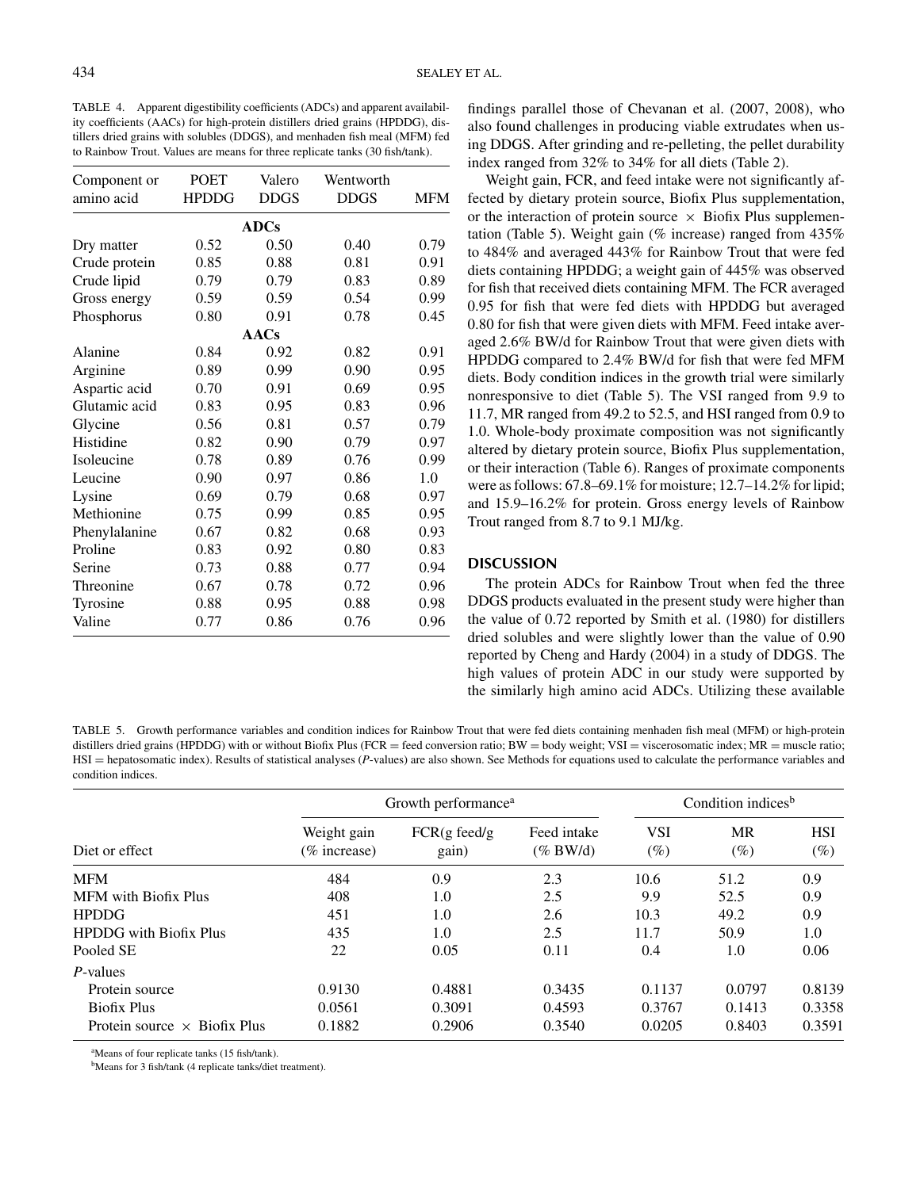TABLE 4. Apparent digestibility coefficients (ADCs) and apparent availability coefficients (AACs) for high-protein distillers dried grains (HPDDG), distillers dried grains with solubles (DDGS), and menhaden fish meal (MFM) fed to Rainbow Trout. Values are means for three replicate tanks (30 fish/tank).

| Component or amino acid | POET HPDDG | Valero DDGS | Wentworth DDGS | MFM |
|---|---|---|---|---|
| **ADCs** | | | | |
| Dry matter | 0.52 | 0.50 | 0.40 | 0.79 |
| Crude protein | 0.85 | 0.88 | 0.81 | 0.91 |
| Crude lipid | 0.79 | 0.79 | 0.83 | 0.89 |
| Gross energy | 0.59 | 0.59 | 0.54 | 0.99 |
| Phosphorus | 0.80 | 0.91 | 0.78 | 0.45 |
| **AACs** | | | | |
| Alanine | 0.84 | 0.92 | 0.82 | 0.91 |
| Arginine | 0.89 | 0.99 | 0.90 | 0.95 |
| Aspartic acid | 0.70 | 0.91 | 0.69 | 0.95 |
| Glutamic acid | 0.83 | 0.95 | 0.83 | 0.96 |
| Glycine | 0.56 | 0.81 | 0.57 | 0.79 |
| Histidine | 0.82 | 0.90 | 0.79 | 0.97 |
| Isoleucine | 0.78 | 0.89 | 0.76 | 0.99 |
| Leucine | 0.90 | 0.97 | 0.86 | 1.0 |
| Lysine | 0.69 | 0.79 | 0.68 | 0.97 |
| Methionine | 0.75 | 0.99 | 0.85 | 0.95 |
| Phenylalanine | 0.67 | 0.82 | 0.68 | 0.93 |
| Proline | 0.83 | 0.92 | 0.80 | 0.83 |
| Serine | 0.73 | 0.88 | 0.77 | 0.94 |
| Threonine | 0.67 | 0.78 | 0.72 | 0.96 |
| Tyrosine | 0.88 | 0.95 | 0.88 | 0.98 |
| Valine | 0.77 | 0.86 | 0.76 | 0.96 |

findings parallel those of Chevanan et al. (2007, 2008), who also found challenges in producing viable extrudates when using DDGS. After grinding and re-pelleting, the pellet durability index ranged from 32% to 34% for all diets (Table 2).

Weight gain, FCR, and feed intake were not significantly affected by dietary protein source, Biofix Plus supplementation, or the interaction of protein source × Biofix Plus supplementation (Table 5). Weight gain (% increase) ranged from 435% to 484% and averaged 443% for Rainbow Trout that were fed diets containing HPDDG; a weight gain of 445% was observed for fish that received diets containing MFM. The FCR averaged 0.95 for fish that were fed diets with HPDDG but averaged 0.80 for fish that were given diets with MFM. Feed intake averaged 2.6% BW/d for Rainbow Trout that were given diets with HPDDG compared to 2.4% BW/d for fish that were fed MFM diets. Body condition indices in the growth trial were similarly nonresponsive to diet (Table 5). The VSI ranged from 9.9 to 11.7, MR ranged from 49.2 to 52.5, and HSI ranged from 0.9 to 1.0. Whole-body proximate composition was not significantly altered by dietary protein source, Biofix Plus supplementation, or their interaction (Table 6). Ranges of proximate components were as follows: 67.8–69.1% for moisture; 12.7–14.2% for lipid; and 15.9–16.2% for protein. Gross energy levels of Rainbow Trout ranged from 8.7 to 9.1 MJ/kg.

## DISCUSSION

The protein ADCs for Rainbow Trout when fed the three DDGS products evaluated in the present study were higher than the value of 0.72 reported by Smith et al. (1980) for distillers dried solubles and were slightly lower than the value of 0.90 reported by Cheng and Hardy (2004) in a study of DDGS. The high values of protein ADC in our study were supported by the similarly high amino acid ADCs. Utilizing these available

TABLE 5. Growth performance variables and condition indices for Rainbow Trout that were fed diets containing menhaden fish meal (MFM) or high-protein distillers dried grains (HPDDG) with or without Biofix Plus (FCR = feed conversion ratio; BW = body weight; VSI = viscerosomatic index; MR = muscle ratio; HSI = hepatosomatic index). Results of statistical analyses (*P*-values) are also shown. See Methods for equations used to calculate the performance variables and condition indices.

| | Growth performance[a] | | | Condition indices[b] | | |
|---|---|---|---|---|---|---|
| Diet or effect | Weight gain (% increase) | FCR(g feed/g gain) | Feed intake (% BW/d) | VSI (%) | MR (%) | HSI (%) |
| MFM | 484 | 0.9 | 2.3 | 10.6 | 51.2 | 0.9 |
| MFM with Biofix Plus | 408 | 1.0 | 2.5 | 9.9 | 52.5 | 0.9 |
| HPDDG | 451 | 1.0 | 2.6 | 10.3 | 49.2 | 0.9 |
| HPDDG with Biofix Plus | 435 | 1.0 | 2.5 | 11.7 | 50.9 | 1.0 |
| Pooled SE | 22 | 0.05 | 0.11 | 0.4 | 1.0 | 0.06 |
| *P*-values | | | | | | |
| Protein source | 0.9130 | 0.4881 | 0.3435 | 0.1137 | 0.0797 | 0.8139 |
| Biofix Plus | 0.0561 | 0.3091 | 0.4593 | 0.3767 | 0.1413 | 0.3358 |
| Protein source × Biofix Plus | 0.1882 | 0.2906 | 0.3540 | 0.0205 | 0.8403 | 0.3591 |

[a]Means of four replicate tanks (15 fish/tank).

[b]Means for 3 fish/tank (4 replicate tanks/diet treatment).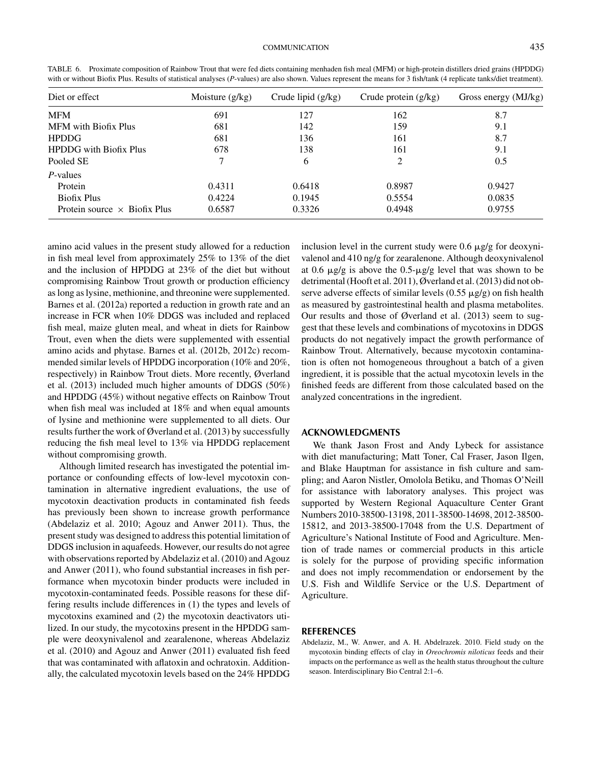TABLE 6. Proximate composition of Rainbow Trout that were fed diets containing menhaden fish meal (MFM) or high-protein distillers dried grains (HPDDG) with or without Biofix Plus. Results of statistical analyses (*P*-values) are also shown. Values represent the means for 3 fish/tank (4 replicate tanks/diet treatment).

| Diet or effect | Moisture (g/kg) | Crude lipid (g/kg) | Crude protein (g/kg) | Gross energy (MJ/kg) |
|---|---|---|---|---|
| MFM | 691 | 127 | 162 | 8.7 |
| MFM with Biofix Plus | 681 | 142 | 159 | 9.1 |
| HPDDG | 681 | 136 | 161 | 8.7 |
| HPDDG with Biofix Plus | 678 | 138 | 161 | 9.1 |
| Pooled SE | 7 | 6 | 2 | 0.5 |
| *P*-values | | | | |
| Protein | 0.4311 | 0.6418 | 0.8987 | 0.9427 |
| Biofix Plus | 0.4224 | 0.1945 | 0.5554 | 0.0835 |
| Protein source × Biofix Plus | 0.6587 | 0.3326 | 0.4948 | 0.9755 |

amino acid values in the present study allowed for a reduction in fish meal level from approximately 25% to 13% of the diet and the inclusion of HPDDG at 23% of the diet but without compromising Rainbow Trout growth or production efficiency as long as lysine, methionine, and threonine were supplemented. Barnes et al. (2012a) reported a reduction in growth rate and an increase in FCR when 10% DDGS was included and replaced fish meal, maize gluten meal, and wheat in diets for Rainbow Trout, even when the diets were supplemented with essential amino acids and phytase. Barnes et al. (2012b, 2012c) recommended similar levels of HPDDG incorporation (10% and 20%, respectively) in Rainbow Trout diets. More recently, Øverland et al. (2013) included much higher amounts of DDGS (50%) and HPDDG (45%) without negative effects on Rainbow Trout when fish meal was included at 18% and when equal amounts of lysine and methionine were supplemented to all diets. Our results further the work of Øverland et al. (2013) by successfully reducing the fish meal level to 13% via HPDDG replacement without compromising growth.

Although limited research has investigated the potential importance or confounding effects of low-level mycotoxin contamination in alternative ingredient evaluations, the use of mycotoxin deactivation products in contaminated fish feeds has previously been shown to increase growth performance (Abdelaziz et al. 2010; Agouz and Anwer 2011). Thus, the present study was designed to address this potential limitation of DDGS inclusion in aquafeeds. However, our results do not agree with observations reported by Abdelaziz et al. (2010) and Agouz and Anwer (2011), who found substantial increases in fish performance when mycotoxin binder products were included in mycotoxin-contaminated feeds. Possible reasons for these differing results include differences in (1) the types and levels of mycotoxins examined and (2) the mycotoxin deactivators utilized. In our study, the mycotoxins present in the HPDDG sample were deoxynivalenol and zearalenone, whereas Abdelaziz et al. (2010) and Agouz and Anwer (2011) evaluated fish feed that was contaminated with aflatoxin and ochratoxin. Additionally, the calculated mycotoxin levels based on the 24% HPDDG inclusion level in the current study were 0.6 μg/g for deoxynivalenol and 410 ng/g for zearalenone. Although deoxynivalenol at 0.6 μg/g is above the 0.5-μg/g level that was shown to be detrimental (Hooft et al. 2011), Øverland et al. (2013) did not observe adverse effects of similar levels (0.55 μg/g) on fish health as measured by gastrointestinal health and plasma metabolites. Our results and those of Øverland et al. (2013) seem to suggest that these levels and combinations of mycotoxins in DDGS products do not negatively impact the growth performance of Rainbow Trout. Alternatively, because mycotoxin contamination is often not homogeneous throughout a batch of a given ingredient, it is possible that the actual mycotoxin levels in the finished feeds are different from those calculated based on the analyzed concentrations in the ingredient.

## ACKNOWLEDGMENTS

We thank Jason Frost and Andy Lybeck for assistance with diet manufacturing; Matt Toner, Cal Fraser, Jason Ilgen, and Blake Hauptman for assistance in fish culture and sampling; and Aaron Nistler, Omolola Betiku, and Thomas O'Neill for assistance with laboratory analyses. This project was supported by Western Regional Aquaculture Center Grant Numbers 2010-38500-13198, 2011-38500-14698, 2012-38500-15812, and 2013-38500-17048 from the U.S. Department of Agriculture's National Institute of Food and Agriculture. Mention of trade names or commercial products in this article is solely for the purpose of providing specific information and does not imply recommendation or endorsement by the U.S. Fish and Wildlife Service or the U.S. Department of Agriculture.

## REFERENCES

Abdelaziz, M., W. Anwer, and A. H. Abdelrazek. 2010. Field study on the mycotoxin binding effects of clay in *Oreochromis niloticus* feeds and their impacts on the performance as well as the health status throughout the culture season. Interdisciplinary Bio Central 2:1–6.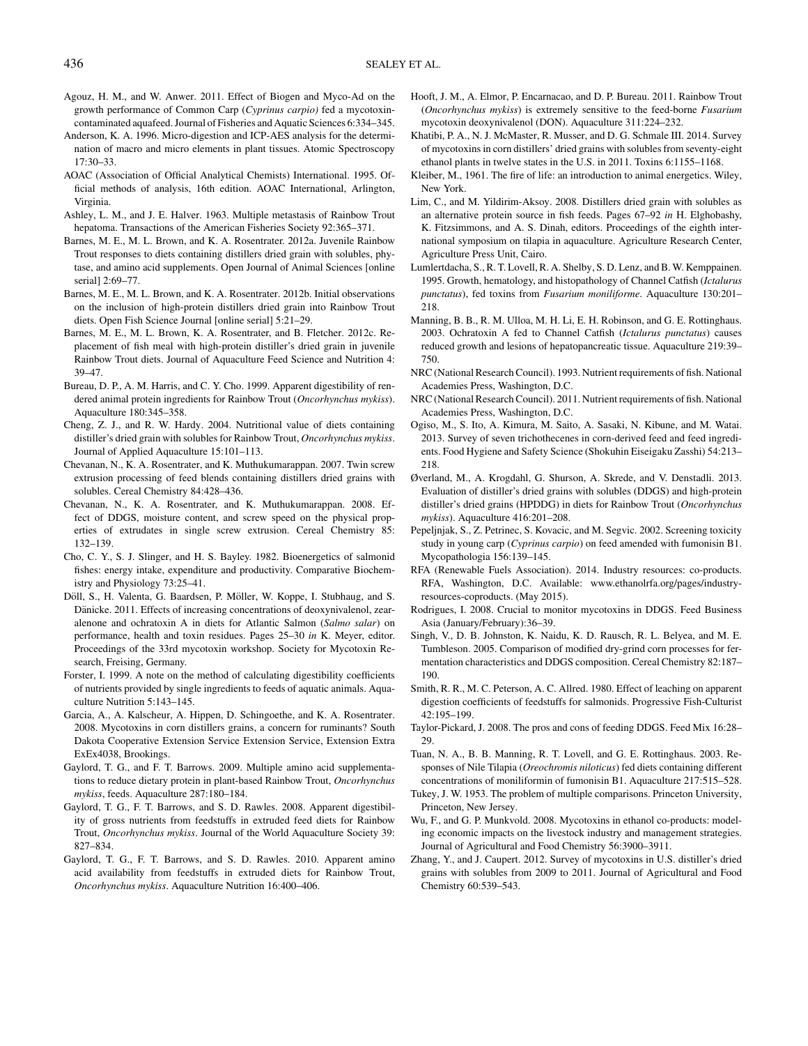Agouz, H. M., and W. Anwer. 2011. Effect of Biogen and Myco-Ad on the growth performance of Common Carp (*Cyprinus carpio)* fed a mycotoxin-contaminated aquafeed. Journal of Fisheries and Aquatic Sciences 6:334–345.

Anderson, K. A. 1996. Micro-digestion and ICP-AES analysis for the determination of macro and micro elements in plant tissues. Atomic Spectroscopy 17:30–33.

AOAC (Association of Official Analytical Chemists) International. 1995. Official methods of analysis, 16th edition. AOAC International, Arlington, Virginia.

Ashley, L. M., and J. E. Halver. 1963. Multiple metastasis of Rainbow Trout hepatoma. Transactions of the American Fisheries Society 92:365–371.

Barnes, M. E., M. L. Brown, and K. A. Rosentrater. 2012a. Juvenile Rainbow Trout responses to diets containing distillers dried grain with solubles, phytase, and amino acid supplements. Open Journal of Animal Sciences [online serial] 2:69–77.

Barnes, M. E., M. L. Brown, and K. A. Rosentrater. 2012b. Initial observations on the inclusion of high-protein distillers dried grain into Rainbow Trout diets. Open Fish Science Journal [online serial] 5:21–29.

Barnes, M. E., M. L. Brown, K. A. Rosentrater, and B. Fletcher. 2012c. Replacement of fish meal with high-protein distiller's dried grain in juvenile Rainbow Trout diets. Journal of Aquaculture Feed Science and Nutrition 4: 39–47.

Bureau, D. P., A. M. Harris, and C. Y. Cho. 1999. Apparent digestibility of rendered animal protein ingredients for Rainbow Trout (*Oncorhynchus mykiss*). Aquaculture 180:345–358.

Cheng, Z. J., and R. W. Hardy. 2004. Nutritional value of diets containing distiller's dried grain with solubles for Rainbow Trout, *Oncorhynchus mykiss*. Journal of Applied Aquaculture 15:101–113.

Chevanan, N., K. A. Rosentrater, and K. Muthukumarappan. 2007. Twin screw extrusion processing of feed blends containing distillers dried grains with solubles. Cereal Chemistry 84:428–436.

Chevanan, N., K. A. Rosentrater, and K. Muthukumarappan. 2008. Effect of DDGS, moisture content, and screw speed on the physical properties of extrudates in single screw extrusion. Cereal Chemistry 85: 132–139.

Cho, C. Y., S. J. Slinger, and H. S. Bayley. 1982. Bioenergetics of salmonid fishes: energy intake, expenditure and productivity. Comparative Biochemistry and Physiology 73:25–41.

Döll, S., H. Valenta, G. Baardsen, P. Möller, W. Koppe, I. Stubhaug, and S. Dänicke. 2011. Effects of increasing concentrations of deoxynivalenol, zearalenone and ochratoxin A in diets for Atlantic Salmon (*Salmo salar*) on performance, health and toxin residues. Pages 25–30 *in* K. Meyer, editor. Proceedings of the 33rd mycotoxin workshop. Society for Mycotoxin Research, Freising, Germany.

Forster, I. 1999. A note on the method of calculating digestibility coefficients of nutrients provided by single ingredients to feeds of aquatic animals. Aquaculture Nutrition 5:143–145.

Garcia, A., A. Kalscheur, A. Hippen, D. Schingoethe, and K. A. Rosentrater. 2008. Mycotoxins in corn distillers grains, a concern for ruminants? South Dakota Cooperative Extension Service Extension Service, Extension Extra ExEx4038, Brookings.

Gaylord, T. G., and F. T. Barrows. 2009. Multiple amino acid supplementations to reduce dietary protein in plant-based Rainbow Trout, *Oncorhynchus mykiss*, feeds. Aquaculture 287:180–184.

Gaylord, T. G., F. T. Barrows, and S. D. Rawles. 2008. Apparent digestibility of gross nutrients from feedstuffs in extruded feed diets for Rainbow Trout, *Oncorhynchus mykiss*. Journal of the World Aquaculture Society 39: 827–834.

Gaylord, T. G., F. T. Barrows, and S. D. Rawles. 2010. Apparent amino acid availability from feedstuffs in extruded diets for Rainbow Trout, *Oncorhynchus mykiss*. Aquaculture Nutrition 16:400–406.

Hooft, J. M., A. Elmor, P. Encarnacao, and D. P. Bureau. 2011. Rainbow Trout (*Oncorhynchus mykiss*) is extremely sensitive to the feed-borne *Fusarium* mycotoxin deoxynivalenol (DON). Aquaculture 311:224–232.

Khatibi, P. A., N. J. McMaster, R. Musser, and D. G. Schmale III. 2014. Survey of mycotoxins in corn distillers' dried grains with solubles from seventy-eight ethanol plants in twelve states in the U.S. in 2011. Toxins 6:1155–1168.

Kleiber, M., 1961. The fire of life: an introduction to animal energetics. Wiley, New York.

Lim, C., and M. Yildirim-Aksoy. 2008. Distillers dried grain with solubles as an alternative protein source in fish feeds. Pages 67–92 *in* H. Elghobashy, K. Fitzsimmons, and A. S. Dinah, editors. Proceedings of the eighth international symposium on tilapia in aquaculture. Agriculture Research Center, Agriculture Press Unit, Cairo.

Lumlertdacha, S., R. T. Lovell, R. A. Shelby, S. D. Lenz, and B. W. Kemppainen. 1995. Growth, hematology, and histopathology of Channel Catfish (*Ictalurus punctatus*), fed toxins from *Fusarium moniliforme*. Aquaculture 130:201–218.

Manning, B. B., R. M. Ulloa, M. H. Li, E. H. Robinson, and G. E. Rottinghaus. 2003. Ochratoxin A fed to Channel Catfish (*Ictalurus punctatus*) causes reduced growth and lesions of hepatopancreatic tissue. Aquaculture 219:39–750.

NRC (National Research Council). 1993. Nutrient requirements of fish. National Academies Press, Washington, D.C.

NRC (National Research Council). 2011. Nutrient requirements of fish. National Academies Press, Washington, D.C.

Ogiso, M., S. Ito, A. Kimura, M. Saito, A. Sasaki, N. Kibune, and M. Watai. 2013. Survey of seven trichothecenes in corn-derived feed and feed ingredients. Food Hygiene and Safety Science (Shokuhin Eiseigaku Zasshi) 54:213–218.

Øverland, M., A. Krogdahl, G. Shurson, A. Skrede, and V. Denstadli. 2013. Evaluation of distiller's dried grains with solubles (DDGS) and high-protein distiller's dried grains (HPDDG) in diets for Rainbow Trout (*Oncorhynchus mykiss*). Aquaculture 416:201–208.

Pepeljnjak, S., Z. Petrinec, S. Kovacic, and M. Segvic. 2002. Screening toxicity study in young carp (*Cyprinus carpio*) on feed amended with fumonisin B1. Mycopathologia 156:139–145.

RFA (Renewable Fuels Association). 2014. Industry resources: co-products. RFA, Washington, D.C. Available: www.ethanolrfa.org/pages/industry-resources-coproducts. (May 2015).

Rodrigues, I. 2008. Crucial to monitor mycotoxins in DDGS. Feed Business Asia (January/February):36–39.

Singh, V., D. B. Johnston, K. Naidu, K. D. Rausch, R. L. Belyea, and M. E. Tumbleson. 2005. Comparison of modified dry-grind corn processes for fermentation characteristics and DDGS composition. Cereal Chemistry 82:187–190.

Smith, R. R., M. C. Peterson, A. C. Allred. 1980. Effect of leaching on apparent digestion coefficients of feedstuffs for salmonids. Progressive Fish-Culturist 42:195–199.

Taylor-Pickard, J. 2008. The pros and cons of feeding DDGS. Feed Mix 16:28–29.

Tuan, N. A., B. B. Manning, R. T. Lovell, and G. E. Rottinghaus. 2003. Responses of Nile Tilapia (*Oreochromis niloticus*) fed diets containing different concentrations of moniliformin of fumonisin B1. Aquaculture 217:515–528.

Tukey, J. W. 1953. The problem of multiple comparisons. Princeton University, Princeton, New Jersey.

Wu, F., and G. P. Munkvold. 2008. Mycotoxins in ethanol co-products: modeling economic impacts on the livestock industry and management strategies. Journal of Agricultural and Food Chemistry 56:3900–3911.

Zhang, Y., and J. Caupert. 2012. Survey of mycotoxins in U.S. distiller's dried grains with solubles from 2009 to 2011. Journal of Agricultural and Food Chemistry 60:539–543.